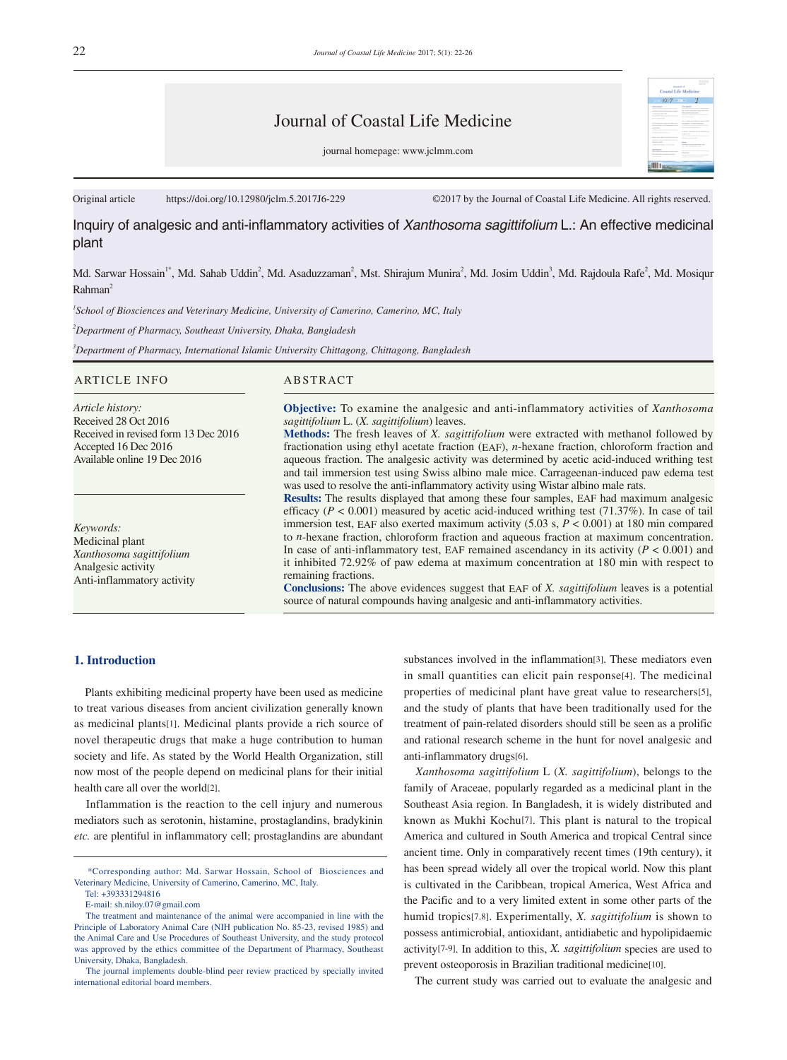# Journal of Coastal Life Medicine

journal homepage: www.jclmm.com

Original article https://doi.org/10.12980/jclm.5.2017J6-229 ©2017 by the Journal of Coastal Life Medicine. All rights reserved.

## Inquiry of analgesic and anti-inflammatory activities of *Xanthosoma sagittifolium* L.: An effective medicinal plant

Md. Sarwar Hossain[1*], Md. Sahab Uddin[2], Md. Asaduzzaman[2], Mst. Shirajum Munira[2], Md. Josim Uddin[3], Md. Rajdoula Rafe[2], Md. Mosiqur Rahman[2]

[1]*School of Biosciences and Veterinary Medicine, University of Camerino, Camerino, MC, Italy*

[2]*Department of Pharmacy, Southeast University, Dhaka, Bangladesh*

[3]*Department of Pharmacy, International Islamic University Chittagong, Chittagong, Bangladesh*

### ARTICLE INFO

*Article history:*
Received 28 Oct 2016
Received in revised form 13 Dec 2016
Accepted 16 Dec 2016
Available online 19 Dec 2016

*Keywords:*
Medicinal plant
*Xanthosoma sagittifolium*
Analgesic activity
Anti-inflammatory activity

### ABSTRACT

**Objective:** To examine the analgesic and anti-inflammatory activities of *Xanthosoma sagittifolium* L. (*X. sagittifolium*) leaves.

**Methods:** The fresh leaves of *X. sagittifolium* were extracted with methanol followed by fractionation using ethyl acetate fraction (EAF), *n*-hexane fraction, chloroform fraction and aqueous fraction. The analgesic activity was determined by acetic acid-induced writhing test and tail immersion test using Swiss albino male mice. Carrageenan-induced paw edema test was used to resolve the anti-inflammatory activity using Wistar albino male rats.

**Results:** The results displayed that among these four samples, EAF had maximum analgesic efficacy ($P < 0.001$) measured by acetic acid-induced writhing test (71.37%). In case of tail immersion test, EAF also exerted maximum activity (5.03 s, $P < 0.001$) at 180 min compared to *n*-hexane fraction, chloroform fraction and aqueous fraction at maximum concentration. In case of anti-inflammatory test, EAF remained ascendancy in its activity ($P < 0.001$) and it inhibited 72.92% of paw edema at maximum concentration at 180 min with respect to remaining fractions.

**Conclusions:** The above evidences suggest that EAF of *X. sagittifolium* leaves is a potential source of natural compounds having analgesic and anti-inflammatory activities.

## 1. Introduction

Plants exhibiting medicinal property have been used as medicine to treat various diseases from ancient civilization generally known as medicinal plants[1]. Medicinal plants provide a rich source of novel therapeutic drugs that make a huge contribution to human society and life. As stated by the World Health Organization, still now most of the people depend on medicinal plans for their initial health care all over the world[2].

Inflammation is the reaction to the cell injury and numerous mediators such as serotonin, histamine, prostaglandins, bradykinin *etc.* are plentiful in inflammatory cell; prostaglandins are abundant substances involved in the inflammation[3]. These mediators even in small quantities can elicit pain response[4]. The medicinal properties of medicinal plant have great value to researchers[5], and the study of plants that have been traditionally used for the treatment of pain-related disorders should still be seen as a prolific and rational research scheme in the hunt for novel analgesic and anti-inflammatory drugs[6].

*Xanthosoma sagittifolium* L (*X. sagittifolium*), belongs to the family of Araceae, popularly regarded as a medicinal plant in the Southeast Asia region. In Bangladesh, it is widely distributed and known as Mukhi Kochu[7]. This plant is natural to the tropical America and cultured in South America and tropical Central since ancient time. Only in comparatively recent times (19th century), it has been spread widely all over the tropical world. Now this plant is cultivated in the Caribbean, tropical America, West Africa and the Pacific and to a very limited extent in some other parts of the humid tropics[7,8]. Experimentally, *X. sagittifolium* is shown to possess antimicrobial, antioxidant, antidiabetic and hypolipidaemic activity[7-9]. In addition to this, *X. sagittifolium* species are used to prevent osteoporosis in Brazilian traditional medicine[10].

The current study was carried out to evaluate the analgesic and

*Corresponding author: Md. Sarwar Hossain, School of Biosciences and Veterinary Medicine, University of Camerino, Camerino, MC, Italy.
Tel: +393331294816
E-mail: sh.niloy.07@gmail.com

The treatment and maintenance of the animal were accompanied in line with the Principle of Laboratory Animal Care (NIH publication No. 85-23, revised 1985) and the Animal Care and Use Procedures of Southeast University, and the study protocol was approved by the ethics committee of the Department of Pharmacy, Southeast University, Dhaka, Bangladesh.

The journal implements double-blind peer review practiced by specially invited international editorial board members.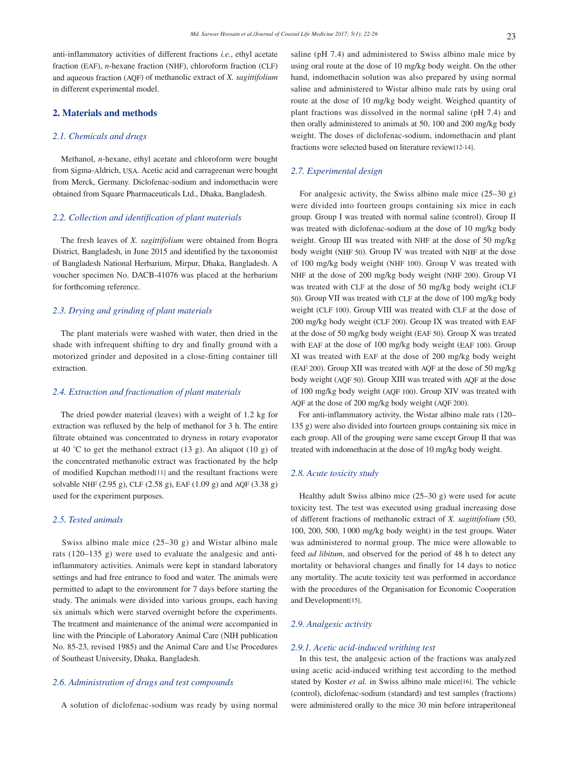anti-inflammatory activities of different fractions *i.e.*, ethyl acetate fraction (EAF), *n*-hexane fraction (NHF), chloroform fraction (CLF) and aqueous fraction (AQF) of methanolic extract of *X. sagittifolium* in different experimental model.

## 2. Materials and methods

### 2.1. Chemicals and drugs

Methanol, *n*-hexane, ethyl acetate and chloroform were bought from Sigma-Aldrich, USA. Acetic acid and carrageenan were bought from Merck, Germany. Diclofenac-sodium and indomethacin were obtained from Square Pharmaceuticals Ltd., Dhaka, Bangladesh.

### 2.2. Collection and identification of plant materials

The fresh leaves of *X. sagittifolium* were obtained from Bogra District, Bangladesh, in June 2015 and identified by the taxonomist of Bangladesh National Herbarium, Mirpur, Dhaka, Bangladesh. A voucher specimen No. DACB-41076 was placed at the herbarium for forthcoming reference.

### 2.3. Drying and grinding of plant materials

The plant materials were washed with water, then dried in the shade with infrequent shifting to dry and finally ground with a motorized grinder and deposited in a close-fitting container till extraction.

### 2.4. Extraction and fractionation of plant materials

The dried powder material (leaves) with a weight of 1.2 kg for extraction was refluxed by the help of methanol for 3 h. The entire filtrate obtained was concentrated to dryness in rotary evaporator at 40 °C to get the methanol extract (13 g). An aliquot (10 g) of the concentrated methanolic extract was fractionated by the help of modified Kupchan method[11] and the resultant fractions were solvable NHF (2.95 g), CLF (2.58 g), EAF (1.09 g) and AQF (3.38 g) used for the experiment purposes.

### 2.5. Tested animals

Swiss albino male mice (25–30 g) and Wistar albino male rats (120–135 g) were used to evaluate the analgesic and anti-inflammatory activities. Animals were kept in standard laboratory settings and had free entrance to food and water. The animals were permitted to adapt to the environment for 7 days before starting the study. The animals were divided into various groups, each having six animals which were starved overnight before the experiments. The treatment and maintenance of the animal were accompanied in line with the Principle of Laboratory Animal Care (NIH publication No. 85-23, revised 1985) and the Animal Care and Use Procedures of Southeast University, Dhaka, Bangladesh.

### 2.6. Administration of drugs and test compounds

A solution of diclofenac-sodium was ready by using normal saline (pH 7.4) and administered to Swiss albino male mice by using oral route at the dose of 10 mg/kg body weight. On the other hand, indomethacin solution was also prepared by using normal saline and administered to Wistar albino male rats by using oral route at the dose of 10 mg/kg body weight. Weighed quantity of plant fractions was dissolved in the normal saline (pH 7.4) and then orally administered to animals at 50, 100 and 200 mg/kg body weight. The doses of diclofenac-sodium, indomethacin and plant fractions were selected based on literature review[12-14].

### 2.7. Experimental design

For analgesic activity, the Swiss albino male mice (25–30 g) were divided into fourteen groups containing six mice in each group. Group I was treated with normal saline (control). Group II was treated with diclofenac-sodium at the dose of 10 mg/kg body weight. Group III was treated with NHF at the dose of 50 mg/kg body weight (NHF 50). Group IV was treated with NHF at the dose of 100 mg/kg body weight (NHF 100). Group V was treated with NHF at the dose of 200 mg/kg body weight (NHF 200). Group VI was treated with CLF at the dose of 50 mg/kg body weight (CLF 50). Group VII was treated with CLF at the dose of 100 mg/kg body weight (CLF 100). Group VIII was treated with CLF at the dose of 200 mg/kg body weight (CLF 200). Group IX was treated with EAF at the dose of 50 mg/kg body weight (EAF 50). Group X was treated with EAF at the dose of 100 mg/kg body weight (EAF 100). Group XI was treated with EAF at the dose of 200 mg/kg body weight (EAF 200). Group XII was treated with AQF at the dose of 50 mg/kg body weight (AQF 50). Group XIII was treated with AQF at the dose of 100 mg/kg body weight (AQF 100). Group XIV was treated with AQF at the dose of 200 mg/kg body weight (AQF 200).

For anti-inflammatory activity, the Wistar albino male rats (120–135 g) were also divided into fourteen groups containing six mice in each group. All of the grouping were same except Group II that was treated with indomethacin at the dose of 10 mg/kg body weight.

### 2.8. Acute toxicity study

Healthy adult Swiss albino mice (25–30 g) were used for acute toxicity test. The test was executed using gradual increasing dose of different fractions of methanolic extract of *X. sagittifolium* (50, 100, 200, 500, 1 000 mg/kg body weight) in the test groups. Water was administered to normal group. The mice were allowable to feed *ad libitum*, and observed for the period of 48 h to detect any mortality or behavioral changes and finally for 14 days to notice any mortality. The acute toxicity test was performed in accordance with the procedures of the Organisation for Economic Cooperation and Development[15].

### 2.9. Analgesic activity

#### 2.9.1. Acetic acid-induced writhing test

In this test, the analgesic action of the fractions was analyzed using acetic acid-induced writhing test according to the method stated by Koster *et al.* in Swiss albino male mice[16]. The vehicle (control), diclofenac-sodium (standard) and test samples (fractions) were administered orally to the mice 30 min before intraperitoneal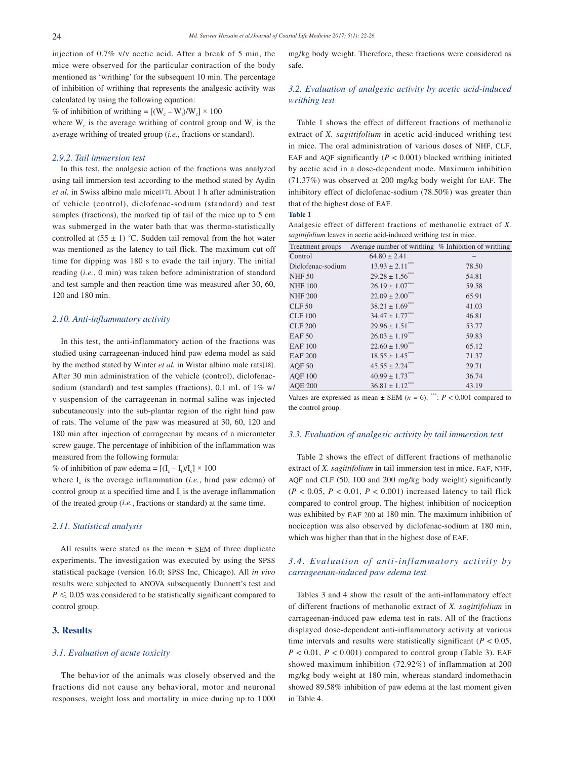injection of 0.7% v/v acetic acid. After a break of 5 min, the mice were observed for the particular contraction of the body mentioned as 'writhing' for the subsequent 10 min. The percentage of inhibition of writhing that represents the analgesic activity was calculated by using the following equation:

% of inhibition of writhing = $[(W_c - W_t)/W_c] \times 100$

where $W_c$ is the average writhing of control group and $W_t$ is the average writhing of treated group (*i.e.*, fractions or standard).

### 2.9.2. Tail immersion test

In this test, the analgesic action of the fractions was analyzed using tail immersion test according to the method stated by Aydin *et al.* in Swiss albino male mice[17]. About 1 h after administration of vehicle (control), diclofenac-sodium (standard) and test samples (fractions), the marked tip of tail of the mice up to 5 cm was submerged in the water bath that was thermo-statistically controlled at (55 ± 1) °C. Sudden tail removal from the hot water was mentioned as the latency to tail flick. The maximum cut off time for dipping was 180 s to evade the tail injury. The initial reading (*i.e.*, 0 min) was taken before administration of standard and test sample and then reaction time was measured after 30, 60, 120 and 180 min.

### 2.10. Anti-inflammatory activity

In this test, the anti-inflammatory action of the fractions was studied using carrageenan-induced hind paw edema model as said by the method stated by Winter *et al.* in Wistar albino male rats[18]. After 30 min administration of the vehicle (control), diclofenac-sodium (standard) and test samples (fractions), 0.1 mL of 1% w/v suspension of the carrageenan in normal saline was injected subcutaneously into the sub-plantar region of the right hind paw of rats. The volume of the paw was measured at 30, 60, 120 and 180 min after injection of carrageenan by means of a micrometer screw gauge. The percentage of inhibition of the inflammation was measured from the following formula:

% of inhibition of paw edema = $[(I_c - I_t)/I_c] \times 100$

where $I_c$ is the average inflammation (*i.e.*, hind paw edema) of control group at a specified time and $I_t$ is the average inflammation of the treated group (*i.e.*, fractions or standard) at the same time.

### 2.11. Statistical analysis

All results were stated as the mean ± SEM of three duplicate experiments. The investigation was executed by using the SPSS statistical package (version 16.0; SPSS Inc, Chicago). All *in vivo* results were subjected to ANOVA subsequently Dunnett's test and $P \leqslant 0.05$ was considered to be statistically significant compared to control group.

## 3. Results

### 3.1. Evaluation of acute toxicity

The behavior of the animals was closely observed and the fractions did not cause any behavioral, motor and neuronal responses, weight loss and mortality in mice during up to 1 000 mg/kg body weight. Therefore, these fractions were considered as safe.

### 3.2. Evaluation of analgesic activity by acetic acid-induced writhing test

Table 1 shows the effect of different fractions of methanolic extract of *X. sagittifolium* in acetic acid-induced writhing test in mice. The oral administration of various doses of NHF, CLF, EAF and AQF significantly ($P < 0.001$) blocked writhing initiated by acetic acid in a dose-dependent mode. Maximum inhibition (71.37%) was observed at 200 mg/kg body weight for EAF. The inhibitory effect of diclofenac-sodium (78.50%) was greater than that of the highest dose of EAF.

**Table 1**

Analgesic effect of different fractions of methanolic extract of *X. sagittifolium* leaves in acetic acid-induced writhing test in mice.

| Treatment groups | Average number of writhing | % Inhibition of writhing |
|---|---|---|
| Control | 64.80 ± 2.41 | – |
| Diclofenac-sodium | 13.93 ± 2.11*** | 78.50 |
| NHF 50 | 29.28 ± 1.56*** | 54.81 |
| NHF 100 | 26.19 ± 1.07*** | 59.58 |
| NHF 200 | 22.09 ± 2.00*** | 65.91 |
| CLF 50 | 38.21 ± 1.69*** | 41.03 |
| CLF 100 | 34.47 ± 1.77*** | 46.81 |
| CLF 200 | 29.96 ± 1.51*** | 53.77 |
| EAF 50 | 26.03 ± 1.19*** | 59.83 |
| EAF 100 | 22.60 ± 1.90*** | 65.12 |
| EAF 200 | 18.55 ± 1.45*** | 71.37 |
| AQF 50 | 45.55 ± 2.24*** | 29.71 |
| AQF 100 | 40.99 ± 1.73*** | 36.74 |
| AQE 200 | 36.81 ± 1.12*** | 43.19 |

Values are expressed as mean ± SEM ($n = 6$). ***: $P < 0.001$ compared to the control group.

### 3.3. Evaluation of analgesic activity by tail immersion test

Table 2 shows the effect of different fractions of methanolic extract of *X. sagittifolium* in tail immersion test in mice. EAF, NHF, AQF and CLF (50, 100 and 200 mg/kg body weight) significantly ($P < 0.05$, $P < 0.01$, $P < 0.001$) increased latency to tail flick compared to control group. The highest inhibition of nociception was exhibited by EAF 200 at 180 min. The maximum inhibition of nociception was also observed by diclofenac-sodium at 180 min, which was higher than that in the highest dose of EAF.

### 3.4. Evaluation of anti-inflammatory activity by carrageenan-induced paw edema test

Tables 3 and 4 show the result of the anti-inflammatory effect of different fractions of methanolic extract of *X. sagittifolium* in carrageenan-induced paw edema test in rats. All of the fractions displayed dose-dependent anti-inflammatory activity at various time intervals and results were statistically significant ($P < 0.05$, $P < 0.01$, $P < 0.001$) compared to control group (Table 3). EAF showed maximum inhibition (72.92%) of inflammation at 200 mg/kg body weight at 180 min, whereas standard indomethacin showed 89.58% inhibition of paw edema at the last moment given in Table 4.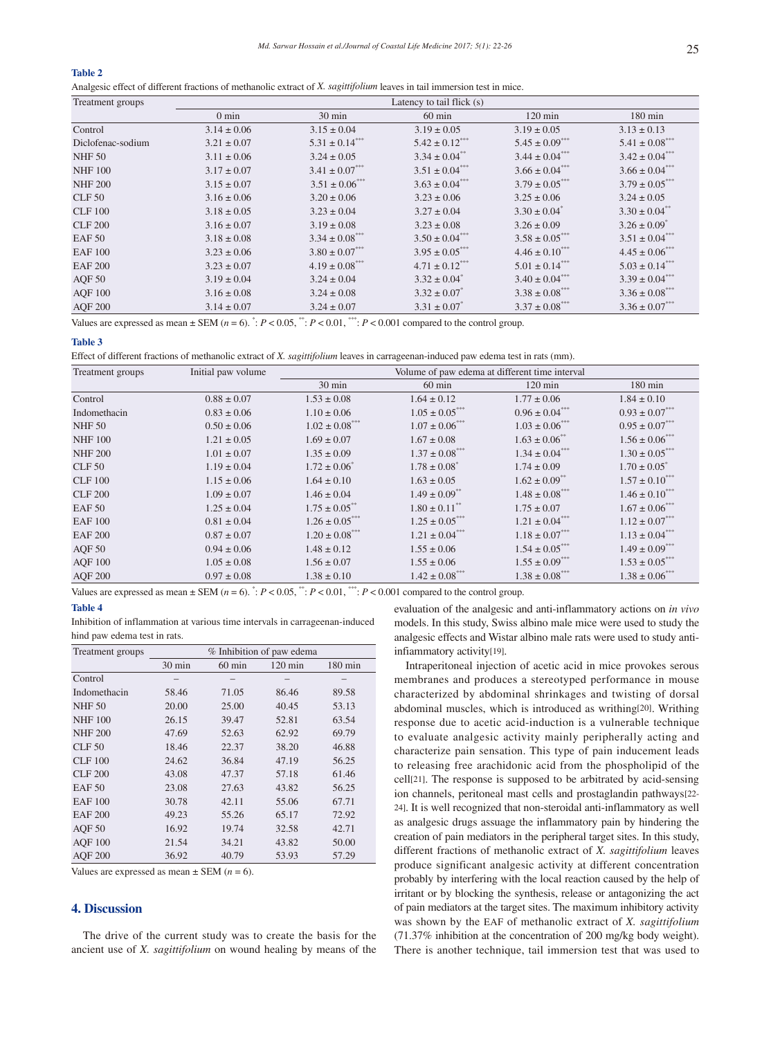**Table 2**

Analgesic effect of different fractions of methanolic extract of *X. sagittifolium* leaves in tail immersion test in mice.

| Treatment groups | Latency to tail flick (s) | | | | |
|---|---|---|---|---|---|
| | 0 min | 30 min | 60 min | 120 min | 180 min |
| Control | 3.14 ± 0.06 | 3.15 ± 0.04 | 3.19 ± 0.05 | 3.19 ± 0.05 | 3.13 ± 0.13 |
| Diclofenac-sodium | 3.21 ± 0.07 | 5.31 ± 0.14*** | 5.42 ± 0.12*** | 5.45 ± 0.09*** | 5.41 ± 0.08*** |
| NHF 50 | 3.11 ± 0.06 | 3.24 ± 0.05 | 3.34 ± 0.04** | 3.44 ± 0.04*** | 3.42 ± 0.04*** |
| NHF 100 | 3.17 ± 0.07 | 3.41 ± 0.07*** | 3.51 ± 0.04*** | 3.66 ± 0.04*** | 3.66 ± 0.04*** |
| NHF 200 | 3.15 ± 0.07 | 3.51 ± 0.06*** | 3.63 ± 0.04*** | 3.79 ± 0.05*** | 3.79 ± 0.05*** |
| CLF 50 | 3.16 ± 0.06 | 3.20 ± 0.06 | 3.23 ± 0.06 | 3.25 ± 0.06 | 3.24 ± 0.05 |
| CLF 100 | 3.18 ± 0.05 | 3.23 ± 0.04 | 3.27 ± 0.04 | 3.30 ± 0.04* | 3.30 ± 0.04** |
| CLF 200 | 3.16 ± 0.07 | 3.19 ± 0.08 | 3.23 ± 0.08 | 3.26 ± 0.09 | 3.26 ± 0.09* |
| EAF 50 | 3.18 ± 0.08 | 3.34 ± 0.08*** | 3.50 ± 0.04*** | 3.58 ± 0.05*** | 3.51 ± 0.04*** |
| EAF 100 | 3.23 ± 0.06 | 3.80 ± 0.07*** | 3.95 ± 0.05*** | 4.46 ± 0.10*** | 4.45 ± 0.06*** |
| EAF 200 | 3.23 ± 0.07 | 4.19 ± 0.08*** | 4.71 ± 0.12*** | 5.01 ± 0.14*** | 5.03 ± 0.14*** |
| AQF 50 | 3.19 ± 0.04 | 3.24 ± 0.04 | 3.32 ± 0.04* | 3.40 ± 0.04*** | 3.39 ± 0.04*** |
| AQF 100 | 3.16 ± 0.08 | 3.24 ± 0.08 | 3.32 ± 0.07* | 3.38 ± 0.08*** | 3.36 ± 0.08*** |
| AQF 200 | 3.14 ± 0.07 | 3.24 ± 0.07 | 3.31 ± 0.07* | 3.37 ± 0.08*** | 3.36 ± 0.07*** |

Values are expressed as mean ± SEM ($n = 6$). *: $P < 0.05$, **: $P < 0.01$, ***: $P < 0.001$ compared to the control group.

**Table 3**

Effect of different fractions of methanolic extract of *X. sagittifolium* leaves in carrageenan-induced paw edema test in rats (mm).

| Treatment groups | Initial paw volume | Volume of paw edema at different time interval | | | |
|---|---|---|---|---|---|
| | | 30 min | 60 min | 120 min | 180 min |
| Control | 0.88 ± 0.07 | 1.53 ± 0.08 | 1.64 ± 0.12 | 1.77 ± 0.06 | 1.84 ± 0.10 |
| Indomethacin | 0.83 ± 0.06 | 1.10 ± 0.06 | 1.05 ± 0.05*** | 0.96 ± 0.04*** | 0.93 ± 0.07*** |
| NHF 50 | 0.50 ± 0.06 | 1.02 ± 0.08*** | 1.07 ± 0.06*** | 1.03 ± 0.06*** | 0.95 ± 0.07*** |
| NHF 100 | 1.21 ± 0.05 | 1.69 ± 0.07 | 1.67 ± 0.08 | 1.63 ± 0.06** | 1.56 ± 0.06*** |
| NHF 200 | 1.01 ± 0.07 | 1.35 ± 0.09 | 1.37 ± 0.08*** | 1.34 ± 0.04*** | 1.30 ± 0.05*** |
| CLF 50 | 1.19 ± 0.04 | 1.72 ± 0.06* | 1.78 ± 0.08* | 1.74 ± 0.09 | 1.70 ± 0.05* |
| CLF 100 | 1.15 ± 0.06 | 1.64 ± 0.10 | 1.63 ± 0.05 | 1.62 ± 0.09** | 1.57 ± 0.10*** |
| CLF 200 | 1.09 ± 0.07 | 1.46 ± 0.04 | 1.49 ± 0.09** | 1.48 ± 0.08*** | 1.46 ± 0.10*** |
| EAF 50 | 1.25 ± 0.04 | 1.75 ± 0.05** | 1.80 ± 0.11** | 1.75 ± 0.07 | 1.67 ± 0.06*** |
| EAF 100 | 0.81 ± 0.04 | 1.26 ± 0.05*** | 1.25 ± 0.05*** | 1.21 ± 0.04*** | 1.12 ± 0.07*** |
| EAF 200 | 0.87 ± 0.07 | 1.20 ± 0.08*** | 1.21 ± 0.04*** | 1.18 ± 0.07*** | 1.13 ± 0.04*** |
| AQF 50 | 0.94 ± 0.06 | 1.48 ± 0.12 | 1.55 ± 0.06 | 1.54 ± 0.05*** | 1.49 ± 0.09*** |
| AQF 100 | 1.05 ± 0.08 | 1.56 ± 0.07 | 1.55 ± 0.06 | 1.55 ± 0.09*** | 1.53 ± 0.05*** |
| AQF 200 | 0.97 ± 0.08 | 1.38 ± 0.10 | 1.42 ± 0.08*** | 1.38 ± 0.08*** | 1.38 ± 0.06*** |

Values are expressed as mean ± SEM ($n = 6$). *: $P < 0.05$, **: $P < 0.01$, ***: $P < 0.001$ compared to the control group.

**Table 4**

Inhibition of inflammation at various time intervals in carrageenan-induced hind paw edema test in rats.

| Treatment groups | % Inhibition of paw edema | | | |
|---|---|---|---|---|
| | 30 min | 60 min | 120 min | 180 min |
| Control | – | – | – | – |
| Indomethacin | 58.46 | 71.05 | 86.46 | 89.58 |
| NHF 50 | 20.00 | 25.00 | 40.45 | 53.13 |
| NHF 100 | 26.15 | 39.47 | 52.81 | 63.54 |
| NHF 200 | 47.69 | 52.63 | 62.92 | 69.79 |
| CLF 50 | 18.46 | 22.37 | 38.20 | 46.88 |
| CLF 100 | 24.62 | 36.84 | 47.19 | 56.25 |
| CLF 200 | 43.08 | 47.37 | 57.18 | 61.46 |
| EAF 50 | 23.08 | 27.63 | 43.82 | 56.25 |
| EAF 100 | 30.78 | 42.11 | 55.06 | 67.71 |
| EAF 200 | 49.23 | 55.26 | 65.17 | 72.92 |
| AQF 50 | 16.92 | 19.74 | 32.58 | 42.71 |
| AQF 100 | 21.54 | 34.21 | 43.82 | 50.00 |
| AQF 200 | 36.92 | 40.79 | 53.93 | 57.29 |

Values are expressed as mean ± SEM ($n = 6$).

## 4. Discussion

The drive of the current study was to create the basis for the ancient use of *X. sagittifolium* on wound healing by means of the evaluation of the analgesic and anti-inflammatory actions on *in vivo* models. In this study, Swiss albino male mice were used to study the analgesic effects and Wistar albino male rats were used to study anti-inflammatory activity[19].

Intraperitoneal injection of acetic acid in mice provokes serous membranes and produces a stereotyped performance in mouse characterized by abdominal shrinkages and twisting of dorsal abdominal muscles, which is introduced as writhing[20]. Writhing response due to acetic acid-induction is a vulnerable technique to evaluate analgesic activity mainly peripherally acting and characterize pain sensation. This type of pain inducement leads to releasing free arachidonic acid from the phospholipid of the cell[21]. The response is supposed to be arbitrated by acid-sensing ion channels, peritoneal mast cells and prostaglandin pathways[22-24]. It is well recognized that non-steroidal anti-inflammatory as well as analgesic drugs assuage the inflammatory pain by hindering the creation of pain mediators in the peripheral target sites. In this study, different fractions of methanolic extract of *X. sagittifolium* leaves produce significant analgesic activity at different concentration probably by interfering with the local reaction caused by the help of irritant or by blocking the synthesis, release or antagonizing the act of pain mediators at the target sites. The maximum inhibitory activity was shown by the EAF of methanolic extract of *X. sagittifolium* (71.37% inhibition at the concentration of 200 mg/kg body weight). There is another technique, tail immersion test that was used to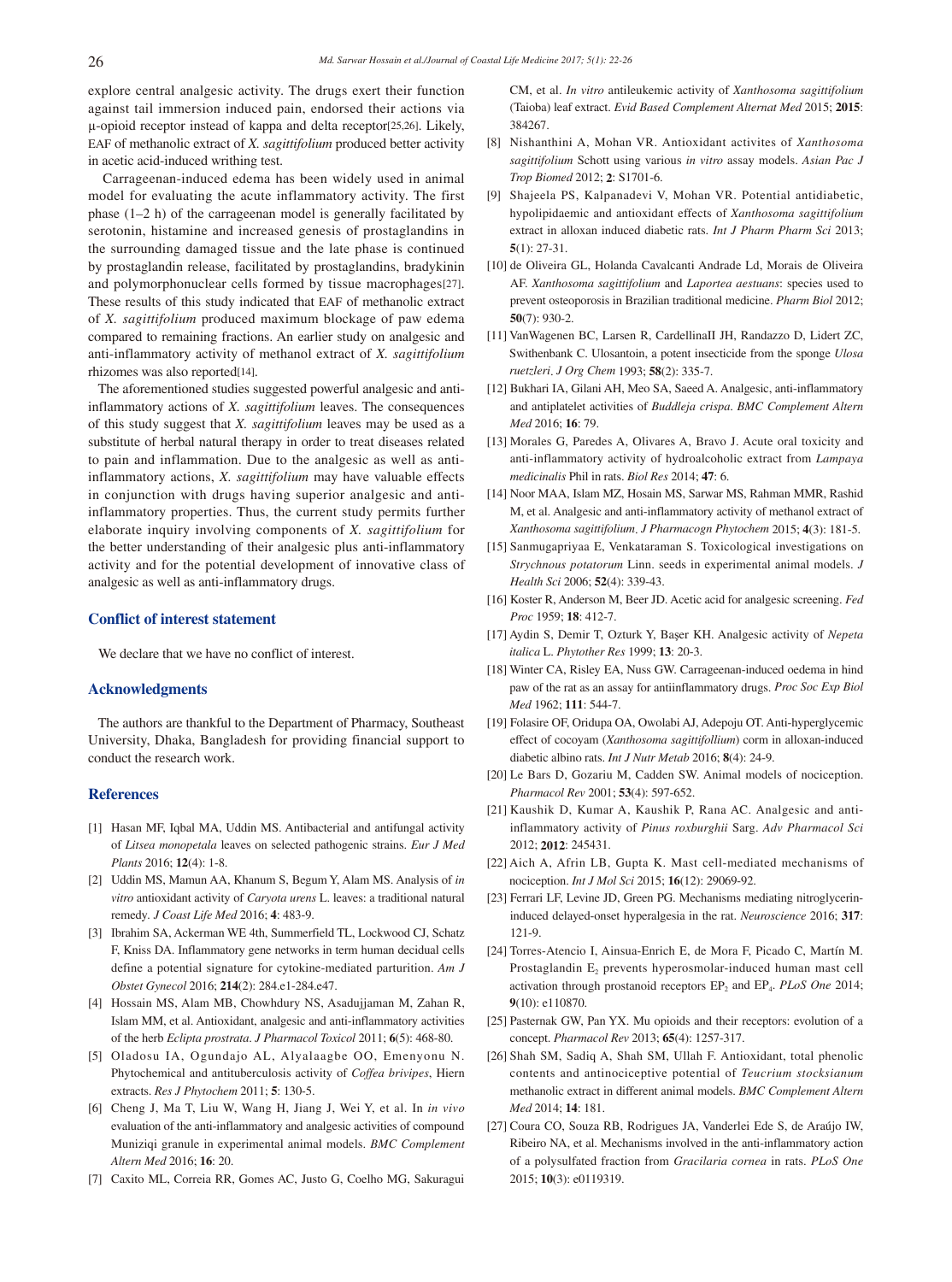explore central analgesic activity. The drugs exert their function against tail immersion induced pain, endorsed their actions via μ-opioid receptor instead of kappa and delta receptor[25,26]. Likely, EAF of methanolic extract of *X. sagittifolium* produced better activity in acetic acid-induced writhing test.

Carrageenan-induced edema has been widely used in animal model for evaluating the acute inflammatory activity. The first phase (1–2 h) of the carrageenan model is generally facilitated by serotonin, histamine and increased genesis of prostaglandins in the surrounding damaged tissue and the late phase is continued by prostaglandin release, facilitated by prostaglandins, bradykinin and polymorphonuclear cells formed by tissue macrophages[27]. These results of this study indicated that EAF of methanolic extract of *X. sagittifolium* produced maximum blockage of paw edema compared to remaining fractions. An earlier study on analgesic and anti-inflammatory activity of methanol extract of *X. sagittifolium* rhizomes was also reported[14].

The aforementioned studies suggested powerful analgesic and anti-inflammatory actions of *X. sagittifolium* leaves. The consequences of this study suggest that *X. sagittifolium* leaves may be used as a substitute of herbal natural therapy in order to treat diseases related to pain and inflammation. Due to the analgesic as well as anti-inflammatory actions, *X. sagittifolium* may have valuable effects in conjunction with drugs having superior analgesic and anti-inflammatory properties. Thus, the current study permits further elaborate inquiry involving components of *X. sagittifolium* for the better understanding of their analgesic plus anti-inflammatory activity and for the potential development of innovative class of analgesic as well as anti-inflammatory drugs.

## Conflict of interest statement

We declare that we have no conflict of interest.

## Acknowledgments

The authors are thankful to the Department of Pharmacy, Southeast University, Dhaka, Bangladesh for providing financial support to conduct the research work.

## References

[1] Hasan MF, Iqbal MA, Uddin MS. Antibacterial and antifungal activity of *Litsea monopetala* leaves on selected pathogenic strains. *Eur J Med Plants* 2016; **12**(4): 1-8.

[2] Uddin MS, Mamun AA, Khanum S, Begum Y, Alam MS. Analysis of *in vitro* antioxidant activity of *Caryota urens* L. leaves: a traditional natural remedy. *J Coast Life Med* 2016; **4**: 483-9.

[3] Ibrahim SA, Ackerman WE 4th, Summerfield TL, Lockwood CJ, Schatz F, Kniss DA. Inflammatory gene networks in term human decidual cells define a potential signature for cytokine-mediated parturition. *Am J Obstet Gynecol* 2016; **214**(2): 284.e1-284.e47.

[4] Hossain MS, Alam MB, Chowhdury NS, Asadujjaman M, Zahan R, Islam MM, et al. Antioxidant, analgesic and anti-inflammatory activities of the herb *Eclipta prostrata*. *J Pharmacol Toxicol* 2011; **6**(5): 468-80.

[5] Oladosu IA, Ogundajo AL, Alyalaagbe OO, Emenyonu N. Phytochemical and antituberculosis activity of *Coffea brivipes*, Hiern extracts. *Res J Phytochem* 2011; **5**: 130-5.

[6] Cheng J, Ma T, Liu W, Wang H, Jiang J, Wei Y, et al. In *in vivo* evaluation of the anti-inflammatory and analgesic activities of compound Muniziqi granule in experimental animal models. *BMC Complement Altern Med* 2016; **16**: 20.

[7] Caxito ML, Correia RR, Gomes AC, Justo G, Coelho MG, Sakuragui CM, et al. *In vitro* antileukemic activity of *Xanthosoma sagittifolium* (Taioba) leaf extract. *Evid Based Complement Alternat Med* 2015; **2015**: 384267.

[8] Nishanthini A, Mohan VR. Antioxidant activites of *Xanthosoma sagittifolium* Schott using various *in vitro* assay models. *Asian Pac J Trop Biomed* 2012; **2**: S1701-6.

[9] Shajeela PS, Kalpanadevi V, Mohan VR. Potential antidiabetic, hypolipidaemic and antioxidant effects of *Xanthosoma sagittifolium* extract in alloxan induced diabetic rats. *Int J Pharm Pharm Sci* 2013; **5**(1): 27-31.

[10] de Oliveira GL, Holanda Cavalcanti Andrade Ld, Morais de Oliveira AF. *Xanthosoma sagittifolium* and *Laportea aestuans*: species used to prevent osteoporosis in Brazilian traditional medicine. *Pharm Biol* 2012; **50**(7): 930-2.

[11] VanWagenen BC, Larsen R, CardellinaII JH, Randazzo D, Lidert ZC, Swithenbank C. Ulosantoin, a potent insecticide from the sponge *Ulosa ruetzleri*. *J Org Chem* 1993; **58**(2): 335-7.

[12] Bukhari IA, Gilani AH, Meo SA, Saeed A. Analgesic, anti-inflammatory and antiplatelet activities of *Buddleja crispa*. *BMC Complement Altern Med* 2016; **16**: 79.

[13] Morales G, Paredes A, Olivares A, Bravo J. Acute oral toxicity and anti-inflammatory activity of hydroalcoholic extract from *Lampaya medicinalis* Phil in rats. *Biol Res* 2014; **47**: 6.

[14] Noor MAA, Islam MZ, Hosain MS, Sarwar MS, Rahman MMR, Rashid M, et al. Analgesic and anti-inflammatory activity of methanol extract of *Xanthosoma sagittifolium*. *J Pharmacogn Phytochem* 2015; **4**(3): 181-5.

[15] Sanmugapriyaa E, Venkataraman S. Toxicological investigations on *Strychnous potatorum* Linn. seeds in experimental animal models. *J Health Sci* 2006; **52**(4): 339-43.

[16] Koster R, Anderson M, Beer JD. Acetic acid for analgesic screening. *Fed Proc* 1959; **18**: 412-7.

[17] Aydin S, Demir T, Ozturk Y, Başer KH. Analgesic activity of *Nepeta italica* L. *Phytother Res* 1999; **13**: 20-3.

[18] Winter CA, Risley EA, Nuss GW. Carrageenan-induced oedema in hind paw of the rat as an assay for antiinflammatory drugs. *Proc Soc Exp Biol Med* 1962; **111**: 544-7.

[19] Folasire OF, Oridupa OA, Owolabi AJ, Adepoju OT. Anti-hyperglycemic effect of cocoyam (*Xanthosoma sagittifollium*) corm in alloxan-induced diabetic albino rats. *Int J Nutr Metab* 2016; **8**(4): 24-9.

[20] Le Bars D, Gozariu M, Cadden SW. Animal models of nociception. *Pharmacol Rev* 2001; **53**(4): 597-652.

[21] Kaushik D, Kumar A, Kaushik P, Rana AC. Analgesic and anti-inflammatory activity of *Pinus roxburghii* Sarg. *Adv Pharmacol Sci* 2012; **2012**: 245431.

[22] Aich A, Afrin LB, Gupta K. Mast cell-mediated mechanisms of nociception. *Int J Mol Sci* 2015; **16**(12): 29069-92.

[23] Ferrari LF, Levine JD, Green PG. Mechanisms mediating nitroglycerin-induced delayed-onset hyperalgesia in the rat. *Neuroscience* 2016; **317**: 121-9.

[24] Torres-Atencio I, Ainsua-Enrich E, de Mora F, Picado C, Martín M. Prostaglandin $E_2$ prevents hyperosmolar-induced human mast cell activation through prostanoid receptors $EP_2$ and $EP_4$. *PLoS One* 2014; **9**(10): e110870.

[25] Pasternak GW, Pan YX. Mu opioids and their receptors: evolution of a concept. *Pharmacol Rev* 2013; **65**(4): 1257-317.

[26] Shah SM, Sadiq A, Shah SM, Ullah F. Antioxidant, total phenolic contents and antinociceptive potential of *Teucrium stocksianum* methanolic extract in different animal models. *BMC Complement Altern Med* 2014; **14**: 181.

[27] Coura CO, Souza RB, Rodrigues JA, Vanderlei Ede S, de Araújo IW, Ribeiro NA, et al. Mechanisms involved in the anti-inflammatory action of a polysulfated fraction from *Gracilaria cornea* in rats. *PLoS One* 2015; **10**(3): e0119319.